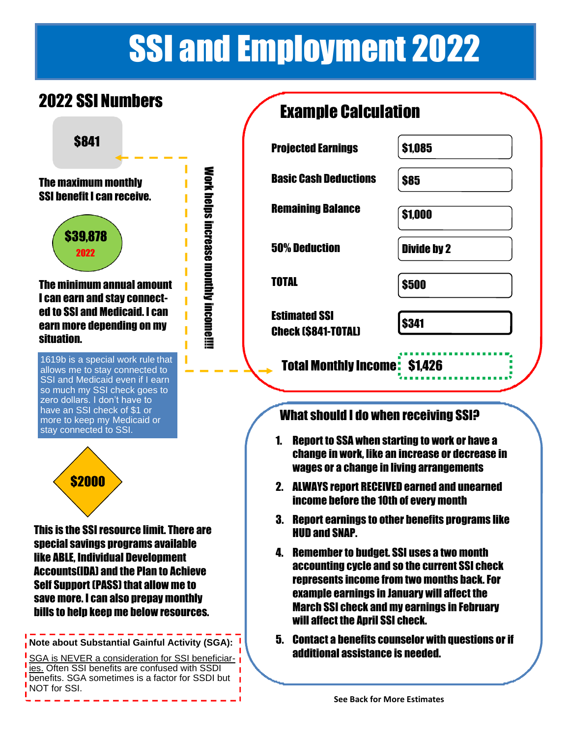# SSI and Employment 2022

## 2022 SSI Numbers

**$841**

**The maximum monthly SSI benefit I can receive.**

**$39,878**
**2022**

**The minimum annual amount I can earn and stay connected to SSI and Medicaid. I can earn more depending on my situation.**

1619b is a special work rule that allows me to stay connected to SSI and Medicaid even if I earn so much my SSI check goes to zero dollars. I don't have to have an SSI check of $1 or more to keep my Medicaid or stay connected to SSI.

**$2000**

**This is the SSI resource limit. There are special savings programs available like ABLE, Individual Development Accounts(IDA) and the Plan to Achieve Self Support (PASS) that allow me to save more. I can also prepay monthly bills to help keep me below resources.**

**Note about Substantial Gainful Activity (SGA):**

<u>SGA is NEVER a consideration for SSI beneficiaries.</u> Often SSI benefits are confused with SSDI benefits. SGA sometimes is a factor for SSDI but NOT for SSI.

**Work helps increase monthly income!!!**

## Example Calculation

| | |
|---|---|
| **Projected Earnings** | **$1,085** |
| **Basic Cash Deductions** | **$85** |
| **Remaining Balance** | **$1,000** |
| **50% Deduction** | **Divide by 2** |
| **TOTAL** | **$500** |
| **Estimated SSI Check ($841-TOTAL)** | **$341** |
| **Total Monthly Income** | **$1,426** |

## What should I do when receiving SSI?

1. **Report to SSA when starting to work or have a change in work, like an increase or decrease in wages or a change in living arrangements**
2. **ALWAYS report RECEIVED earned and unearned income before the 10th of every month**
3. **Report earnings to other benefits programs like HUD and SNAP.**
4. **Remember to budget. SSI uses a two month accounting cycle and so the current SSI check represents income from two months back. For example earnings in January will affect the March SSI check and my earnings in February will affect the April SSI check.**
5. **Contact a benefits counselor with questions or if additional assistance is needed.**

**See Back for More Estimates**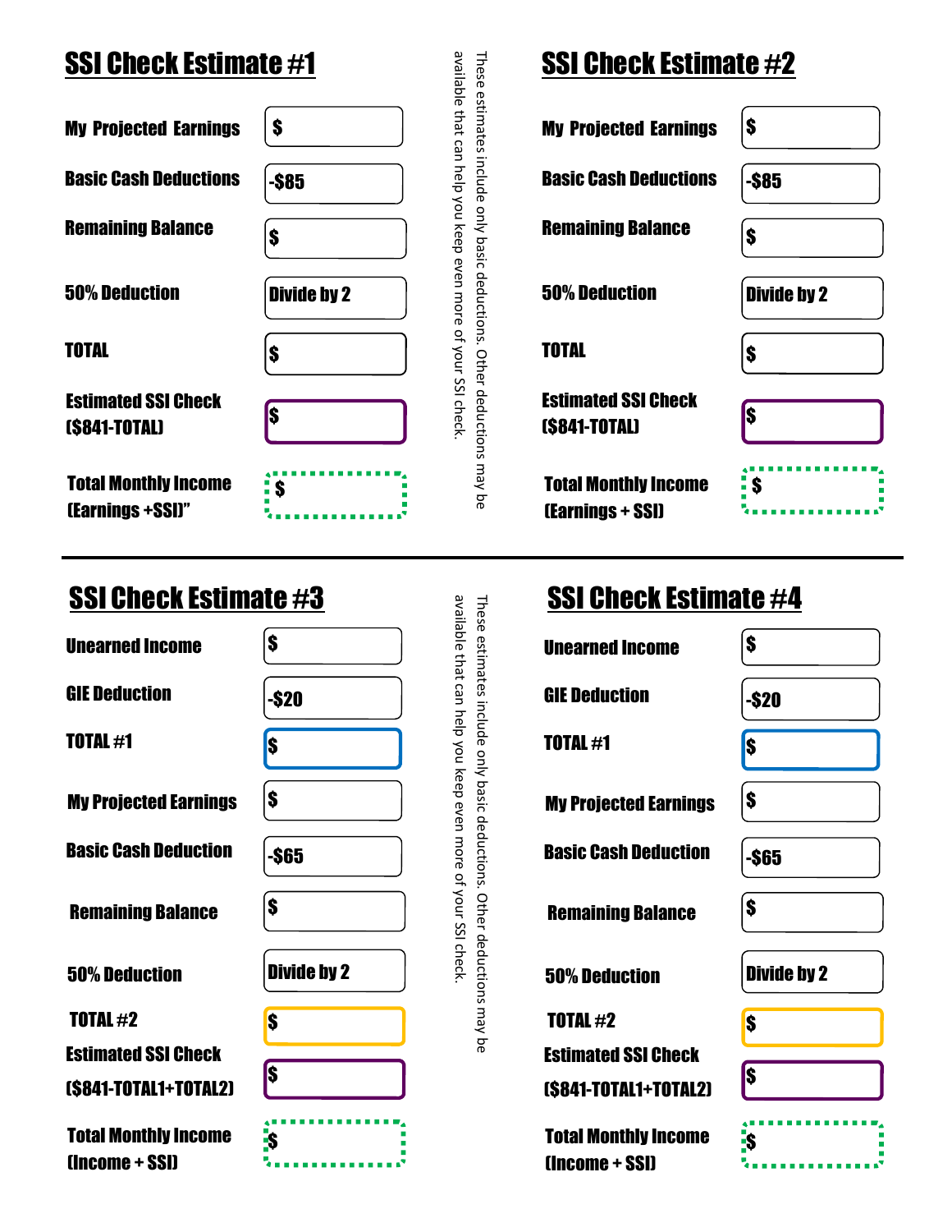## SSI Check Estimate #1

| | |
|---|---|
| My Projected Earnings | $ |
| Basic Cash Deductions | -$85 |
| Remaining Balance | $ |
| 50% Deduction | Divide by 2 |
| TOTAL | $ |
| Estimated SSI Check ($841-TOTAL) | $ |
| Total Monthly Income (Earnings +SSI)" | $ |

## SSI Check Estimate #2

| | |
|---|---|
| My Projected Earnings | $ |
| Basic Cash Deductions | -$85 |
| Remaining Balance | $ |
| 50% Deduction | Divide by 2 |
| TOTAL | $ |
| Estimated SSI Check ($841-TOTAL) | $ |
| Total Monthly Income (Earnings + SSI) | $ |

These estimates include only basic deductions. Other deductions may be available that can help you keep even more of your SSI check.

## SSI Check Estimate #3

| | |
|---|---|
| Unearned Income | $ |
| GIE Deduction | -$20 |
| TOTAL #1 | $ |
| My Projected Earnings | $ |
| Basic Cash Deduction | -$65 |
| Remaining Balance | $ |
| 50% Deduction | Divide by 2 |
| TOTAL #2 | $ |
| Estimated SSI Check ($841-TOTAL1+TOTAL2) | $ |
| Total Monthly Income (Income + SSI) | $ |

## SSI Check Estimate #4

| | |
|---|---|
| Unearned Income | $ |
| GIE Deduction | -$20 |
| TOTAL #1 | $ |
| My Projected Earnings | $ |
| Basic Cash Deduction | -$65 |
| Remaining Balance | $ |
| 50% Deduction | Divide by 2 |
| TOTAL #2 | $ |
| Estimated SSI Check ($841-TOTAL1+TOTAL2) | $ |
| Total Monthly Income (Income + SSI) | $ |

These estimates include only basic deductions. Other deductions may be available that can help you keep even more of your SSI check.